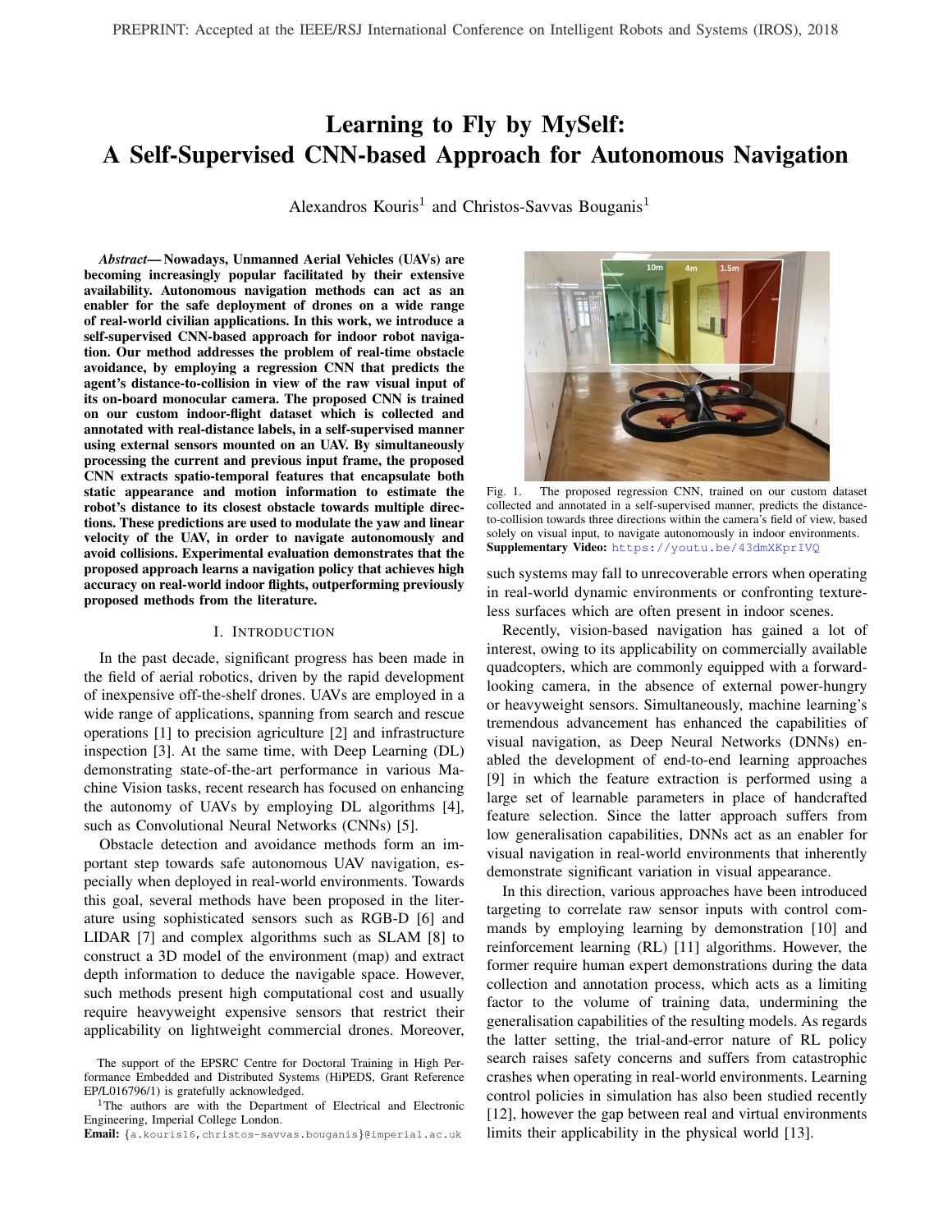PREPRINT: Accepted at the IEEE/RSJ International Conference on Intelligent Robots and Systems (IROS), 2018

# Learning to Fly by MySelf: A Self-Supervised CNN-based Approach for Autonomous Navigation

Alexandros Kouris[1] and Christos-Savvas Bouganis[1]

***Abstract*— Nowadays, Unmanned Aerial Vehicles (UAVs) are becoming increasingly popular facilitated by their extensive availability. Autonomous navigation methods can act as an enabler for the safe deployment of drones on a wide range of real-world civilian applications. In this work, we introduce a self-supervised CNN-based approach for indoor robot navigation. Our method addresses the problem of real-time obstacle avoidance, by employing a regression CNN that predicts the agent's distance-to-collision in view of the raw visual input of its on-board monocular camera. The proposed CNN is trained on our custom indoor-flight dataset which is collected and annotated with real-distance labels, in a self-supervised manner using external sensors mounted on an UAV. By simultaneously processing the current and previous input frame, the proposed CNN extracts spatio-temporal features that encapsulate both static appearance and motion information to estimate the robot's distance to its closest obstacle towards multiple directions. These predictions are used to modulate the yaw and linear velocity of the UAV, in order to navigate autonomously and avoid collisions. Experimental evaluation demonstrates that the proposed approach learns a navigation policy that achieves high accuracy on real-world indoor flights, outperforming previously proposed methods from the literature.**

## I. Introduction

In the past decade, significant progress has been made in the field of aerial robotics, driven by the rapid development of inexpensive off-the-shelf drones. UAVs are employed in a wide range of applications, spanning from search and rescue operations [1] to precision agriculture [2] and infrastructure inspection [3]. At the same time, with Deep Learning (DL) demonstrating state-of-the-art performance in various Machine Vision tasks, recent research has focused on enhancing the autonomy of UAVs by employing DL algorithms [4], such as Convolutional Neural Networks (CNNs) [5].

Obstacle detection and avoidance methods form an important step towards safe autonomous UAV navigation, especially when deployed in real-world environments. Towards this goal, several methods have been proposed in the literature using sophisticated sensors such as RGB-D [6] and LIDAR [7] and complex algorithms such as SLAM [8] to construct a 3D model of the environment (map) and extract depth information to deduce the navigable space. However, such methods present high computational cost and usually require heavyweight expensive sensors that restrict their applicability on lightweight commercial drones. Moreover, such systems may fall to unrecoverable errors when operating in real-world dynamic environments or confronting textureless surfaces which are often present in indoor scenes.

Fig. 1. The proposed regression CNN, trained on our custom dataset collected and annotated in a self-supervised manner, predicts the distance-to-collision towards three directions within the camera's field of view, based solely on visual input, to navigate autonomously in indoor environments. **Supplementary Video:** https://youtu.be/43dmXKprIVQ

Recently, vision-based navigation has gained a lot of interest, owing to its applicability on commercially available quadcopters, which are commonly equipped with a forward-looking camera, in the absence of external power-hungry or heavyweight sensors. Simultaneously, machine learning's tremendous advancement has enhanced the capabilities of visual navigation, as Deep Neural Networks (DNNs) enabled the development of end-to-end learning approaches [9] in which the feature extraction is performed using a large set of learnable parameters in place of handcrafted feature selection. Since the latter approach suffers from low generalisation capabilities, DNNs act as an enabler for visual navigation in real-world environments that inherently demonstrate significant variation in visual appearance.

In this direction, various approaches have been introduced targeting to correlate raw sensor inputs with control commands by employing learning by demonstration [10] and reinforcement learning (RL) [11] algorithms. However, the former require human expert demonstrations during the data collection and annotation process, which acts as a limiting factor to the volume of training data, undermining the generalisation capabilities of the resulting models. As regards the latter setting, the trial-and-error nature of RL policy search raises safety concerns and suffers from catastrophic crashes when operating in real-world environments. Learning control policies in simulation has also been studied recently [12], however the gap between real and virtual environments limits their applicability in the physical world [13].

The support of the EPSRC Centre for Doctoral Training in High Performance Embedded and Distributed Systems (HiPEDS, Grant Reference EP/L016796/1) is gratefully acknowledged.

[1]The authors are with the Department of Electrical and Electronic Engineering, Imperial College London.

**Email:** {a.kouris16,christos-savvas.bouganis}@imperial.ac.uk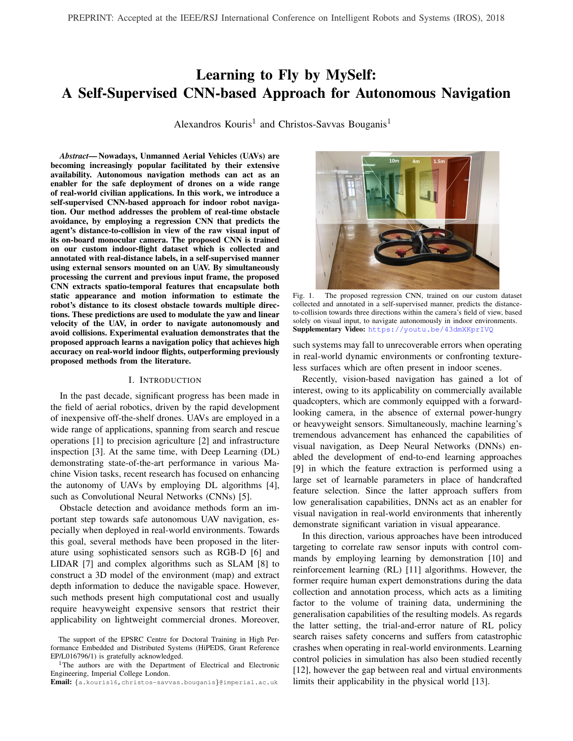# Learning to Fly by MySelf: A Self-Supervised CNN-based Approach for Autonomous Navigation

Alexandros Kouris[1] and Christos-Savvas Bouganis[1]

***Abstract*— Nowadays, Unmanned Aerial Vehicles (UAVs) are becoming increasingly popular facilitated by their extensive availability. Autonomous navigation methods can act as an enabler for the safe deployment of drones on a wide range of real-world civilian applications. In this work, we introduce a self-supervised CNN-based approach for indoor robot navigation. Our method addresses the problem of real-time obstacle avoidance, by employing a regression CNN that predicts the agent's distance-to-collision in view of the raw visual input of its on-board monocular camera. The proposed CNN is trained on our custom indoor-flight dataset which is collected and annotated with real-distance labels, in a self-supervised manner using external sensors mounted on an UAV. By simultaneously processing the current and previous input frame, the proposed CNN extracts spatio-temporal features that encapsulate both static appearance and motion information to estimate the robot's distance to its closest obstacle towards multiple directions. These predictions are used to modulate the yaw and linear velocity of the UAV, in order to navigate autonomously and avoid collisions. Experimental evaluation demonstrates that the proposed approach learns a navigation policy that achieves high accuracy on real-world indoor flights, outperforming previously proposed methods from the literature.**

## I. Introduction

In the past decade, significant progress has been made in the field of aerial robotics, driven by the rapid development of inexpensive off-the-shelf drones. UAVs are employed in a wide range of applications, spanning from search and rescue operations [1] to precision agriculture [2] and infrastructure inspection [3]. At the same time, with Deep Learning (DL) demonstrating state-of-the-art performance in various Machine Vision tasks, recent research has focused on enhancing the autonomy of UAVs by employing DL algorithms [4], such as Convolutional Neural Networks (CNNs) [5].

Obstacle detection and avoidance methods form an important step towards safe autonomous UAV navigation, especially when deployed in real-world environments. Towards this goal, several methods have been proposed in the literature using sophisticated sensors such as RGB-D [6] and LIDAR [7] and complex algorithms such as SLAM [8] to construct a 3D model of the environment (map) and extract depth information to deduce the navigable space. However, such methods present high computational cost and usually require heavyweight expensive sensors that restrict their applicability on lightweight commercial drones. Moreover, such systems may fall to unrecoverable errors when operating in real-world dynamic environments or confronting textureless surfaces which are often present in indoor scenes.

Fig. 1. The proposed regression CNN, trained on our custom dataset collected and annotated in a self-supervised manner, predicts the distance-to-collision towards three directions within the camera's field of view, based solely on visual input, to navigate autonomously in indoor environments. **Supplementary Video:** https://youtu.be/43dmXKprIVQ

Recently, vision-based navigation has gained a lot of interest, owing to its applicability on commercially available quadcopters, which are commonly equipped with a forward-looking camera, in the absence of external power-hungry or heavyweight sensors. Simultaneously, machine learning's tremendous advancement has enhanced the capabilities of visual navigation, as Deep Neural Networks (DNNs) enabled the development of end-to-end learning approaches [9] in which the feature extraction is performed using a large set of learnable parameters in place of handcrafted feature selection. Since the latter approach suffers from low generalisation capabilities, DNNs act as an enabler for visual navigation in real-world environments that inherently demonstrate significant variation in visual appearance.

In this direction, various approaches have been introduced targeting to correlate raw sensor inputs with control commands by employing learning by demonstration [10] and reinforcement learning (RL) [11] algorithms. However, the former require human expert demonstrations during the data collection and annotation process, which acts as a limiting factor to the volume of training data, undermining the generalisation capabilities of the resulting models. As regards the latter setting, the trial-and-error nature of RL policy search raises safety concerns and suffers from catastrophic crashes when operating in real-world environments. Learning control policies in simulation has also been studied recently [12], however the gap between real and virtual environments limits their applicability in the physical world [13].

The support of the EPSRC Centre for Doctoral Training in High Performance Embedded and Distributed Systems (HiPEDS, Grant Reference EP/L016796/1) is gratefully acknowledged.

[1]The authors are with the Department of Electrical and Electronic Engineering, Imperial College London.
**Email:** {a.kouris16,christos-savvas.bouganis}@imperial.ac.uk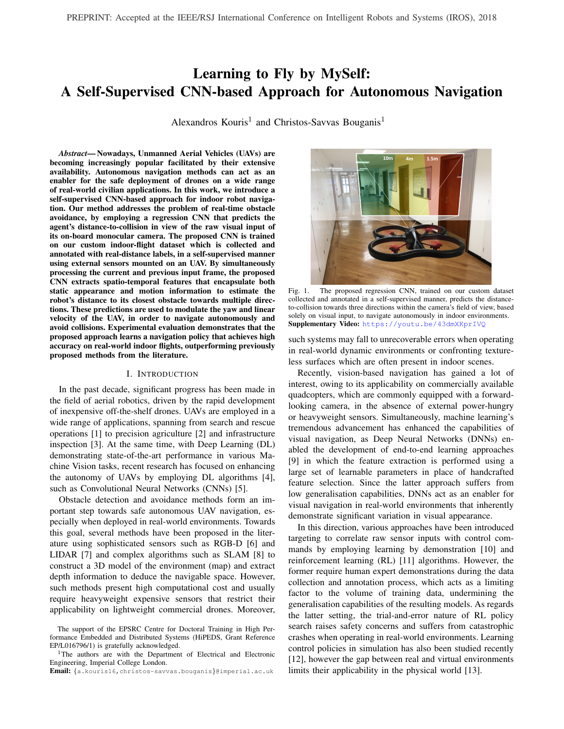# Learning to Fly by MySelf: A Self-Supervised CNN-based Approach for Autonomous Navigation

Alexandros Kouris[1] and Christos-Savvas Bouganis[1]

***Abstract*— Nowadays, Unmanned Aerial Vehicles (UAVs) are becoming increasingly popular facilitated by their extensive availability. Autonomous navigation methods can act as an enabler for the safe deployment of drones on a wide range of real-world civilian applications. In this work, we introduce a self-supervised CNN-based approach for indoor robot navigation. Our method addresses the problem of real-time obstacle avoidance, by employing a regression CNN that predicts the agent's distance-to-collision in view of the raw visual input of its on-board monocular camera. The proposed CNN is trained on our custom indoor-flight dataset which is collected and annotated with real-distance labels, in a self-supervised manner using external sensors mounted on an UAV. By simultaneously processing the current and previous input frame, the proposed CNN extracts spatio-temporal features that encapsulate both static appearance and motion information to estimate the robot's distance to its closest obstacle towards multiple directions. These predictions are used to modulate the yaw and linear velocity of the UAV, in order to navigate autonomously and avoid collisions. Experimental evaluation demonstrates that the proposed approach learns a navigation policy that achieves high accuracy on real-world indoor flights, outperforming previously proposed methods from the literature.**

## I. INTRODUCTION

In the past decade, significant progress has been made in the field of aerial robotics, driven by the rapid development of inexpensive off-the-shelf drones. UAVs are employed in a wide range of applications, spanning from search and rescue operations [1] to precision agriculture [2] and infrastructure inspection [3]. At the same time, with Deep Learning (DL) demonstrating state-of-the-art performance in various Machine Vision tasks, recent research has focused on enhancing the autonomy of UAVs by employing DL algorithms [4], such as Convolutional Neural Networks (CNNs) [5].

Obstacle detection and avoidance methods form an important step towards safe autonomous UAV navigation, especially when deployed in real-world environments. Towards this goal, several methods have been proposed in the literature using sophisticated sensors such as RGB-D [6] and LIDAR [7] and complex algorithms such as SLAM [8] to construct a 3D model of the environment (map) and extract depth information to deduce the navigable space. However, such methods present high computational cost and usually require heavyweight expensive sensors that restrict their applicability on lightweight commercial drones. Moreover, such systems may fall to unrecoverable errors when operating in real-world dynamic environments or confronting textureless surfaces which are often present in indoor scenes.

Fig. 1. The proposed regression CNN, trained on our custom dataset collected and annotated in a self-supervised manner, predicts the distance-to-collision towards three directions within the camera's field of view, based solely on visual input, to navigate autonomously in indoor environments. **Supplementary Video:** https://youtu.be/43dmXKprIVQ

Recently, vision-based navigation has gained a lot of interest, owing to its applicability on commercially available quadcopters, which are commonly equipped with a forward-looking camera, in the absence of external power-hungry or heavyweight sensors. Simultaneously, machine learning's tremendous advancement has enhanced the capabilities of visual navigation, as Deep Neural Networks (DNNs) enabled the development of end-to-end learning approaches [9] in which the feature extraction is performed using a large set of learnable parameters in place of handcrafted feature selection. Since the latter approach suffers from low generalisation capabilities, DNNs act as an enabler for visual navigation in real-world environments that inherently demonstrate significant variation in visual appearance.

In this direction, various approaches have been introduced targeting to correlate raw sensor inputs with control commands by employing learning by demonstration [10] and reinforcement learning (RL) [11] algorithms. However, the former require human expert demonstrations during the data collection and annotation process, which acts as a limiting factor to the volume of training data, undermining the generalisation capabilities of the resulting models. As regards the latter setting, the trial-and-error nature of RL policy search raises safety concerns and suffers from catastrophic crashes when operating in real-world environments. Learning control policies in simulation has also been studied recently [12], however the gap between real and virtual environments limits their applicability in the physical world [13].

The support of the EPSRC Centre for Doctoral Training in High Performance Embedded and Distributed Systems (HiPEDS, Grant Reference EP/L016796/1) is gratefully acknowledged.

[1]The authors are with the Department of Electrical and Electronic Engineering, Imperial College London.

**Email:** {a.kouris16,christos-savvas.bouganis}@imperial.ac.uk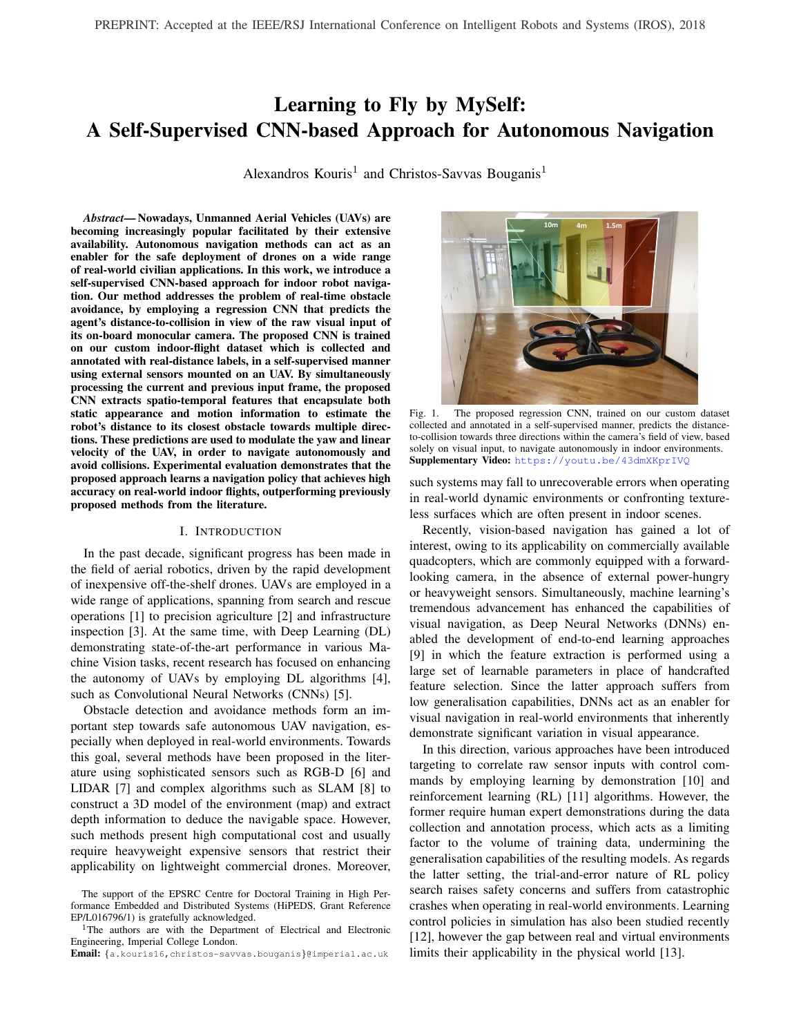# Learning to Fly by MySelf: A Self-Supervised CNN-based Approach for Autonomous Navigation

Alexandros Kouris[1] and Christos-Savvas Bouganis[1]

***Abstract*— Nowadays, Unmanned Aerial Vehicles (UAVs) are becoming increasingly popular facilitated by their extensive availability. Autonomous navigation methods can act as an enabler for the safe deployment of drones on a wide range of real-world civilian applications. In this work, we introduce a self-supervised CNN-based approach for indoor robot navigation. Our method addresses the problem of real-time obstacle avoidance, by employing a regression CNN that predicts the agent's distance-to-collision in view of the raw visual input of its on-board monocular camera. The proposed CNN is trained on our custom indoor-flight dataset which is collected and annotated with real-distance labels, in a self-supervised manner using external sensors mounted on an UAV. By simultaneously processing the current and previous input frame, the proposed CNN extracts spatio-temporal features that encapsulate both static appearance and motion information to estimate the robot's distance to its closest obstacle towards multiple directions. These predictions are used to modulate the yaw and linear velocity of the UAV, in order to navigate autonomously and avoid collisions. Experimental evaluation demonstrates that the proposed approach learns a navigation policy that achieves high accuracy on real-world indoor flights, outperforming previously proposed methods from the literature.**

## I. INTRODUCTION

In the past decade, significant progress has been made in the field of aerial robotics, driven by the rapid development of inexpensive off-the-shelf drones. UAVs are employed in a wide range of applications, spanning from search and rescue operations [1] to precision agriculture [2] and infrastructure inspection [3]. At the same time, with Deep Learning (DL) demonstrating state-of-the-art performance in various Machine Vision tasks, recent research has focused on enhancing the autonomy of UAVs by employing DL algorithms [4], such as Convolutional Neural Networks (CNNs) [5].

Obstacle detection and avoidance methods form an important step towards safe autonomous UAV navigation, especially when deployed in real-world environments. Towards this goal, several methods have been proposed in the literature using sophisticated sensors such as RGB-D [6] and LIDAR [7] and complex algorithms such as SLAM [8] to construct a 3D model of the environment (map) and extract depth information to deduce the navigable space. However, such methods present high computational cost and usually require heavyweight expensive sensors that restrict their applicability on lightweight commercial drones. Moreover, such systems may fall to unrecoverable errors when operating in real-world dynamic environments or confronting textureless surfaces which are often present in indoor scenes.

Fig. 1. The proposed regression CNN, trained on our custom dataset collected and annotated in a self-supervised manner, predicts the distance-to-collision towards three directions within the camera's field of view, based solely on visual input, to navigate autonomously in indoor environments. **Supplementary Video:** https://youtu.be/43dmXKprIVQ

Recently, vision-based navigation has gained a lot of interest, owing to its applicability on commercially available quadcopters, which are commonly equipped with a forward-looking camera, in the absence of external power-hungry or heavyweight sensors. Simultaneously, machine learning's tremendous advancement has enhanced the capabilities of visual navigation, as Deep Neural Networks (DNNs) enabled the development of end-to-end learning approaches [9] in which the feature extraction is performed using a large set of learnable parameters in place of handcrafted feature selection. Since the latter approach suffers from low generalisation capabilities, DNNs act as an enabler for visual navigation in real-world environments that inherently demonstrate significant variation in visual appearance.

In this direction, various approaches have been introduced targeting to correlate raw sensor inputs with control commands by employing learning by demonstration [10] and reinforcement learning (RL) [11] algorithms. However, the former require human expert demonstrations during the data collection and annotation process, which acts as a limiting factor to the volume of training data, undermining the generalisation capabilities of the resulting models. As regards the latter setting, the trial-and-error nature of RL policy search raises safety concerns and suffers from catastrophic crashes when operating in real-world environments. Learning control policies in simulation has also been studied recently [12], however the gap between real and virtual environments limits their applicability in the physical world [13].

The support of the EPSRC Centre for Doctoral Training in High Performance Embedded and Distributed Systems (HiPEDS, Grant Reference EP/L016796/1) is gratefully acknowledged.

[1]The authors are with the Department of Electrical and Electronic Engineering, Imperial College London.
**Email:** {a.kouris16,christos-savvas.bouganis}@imperial.ac.uk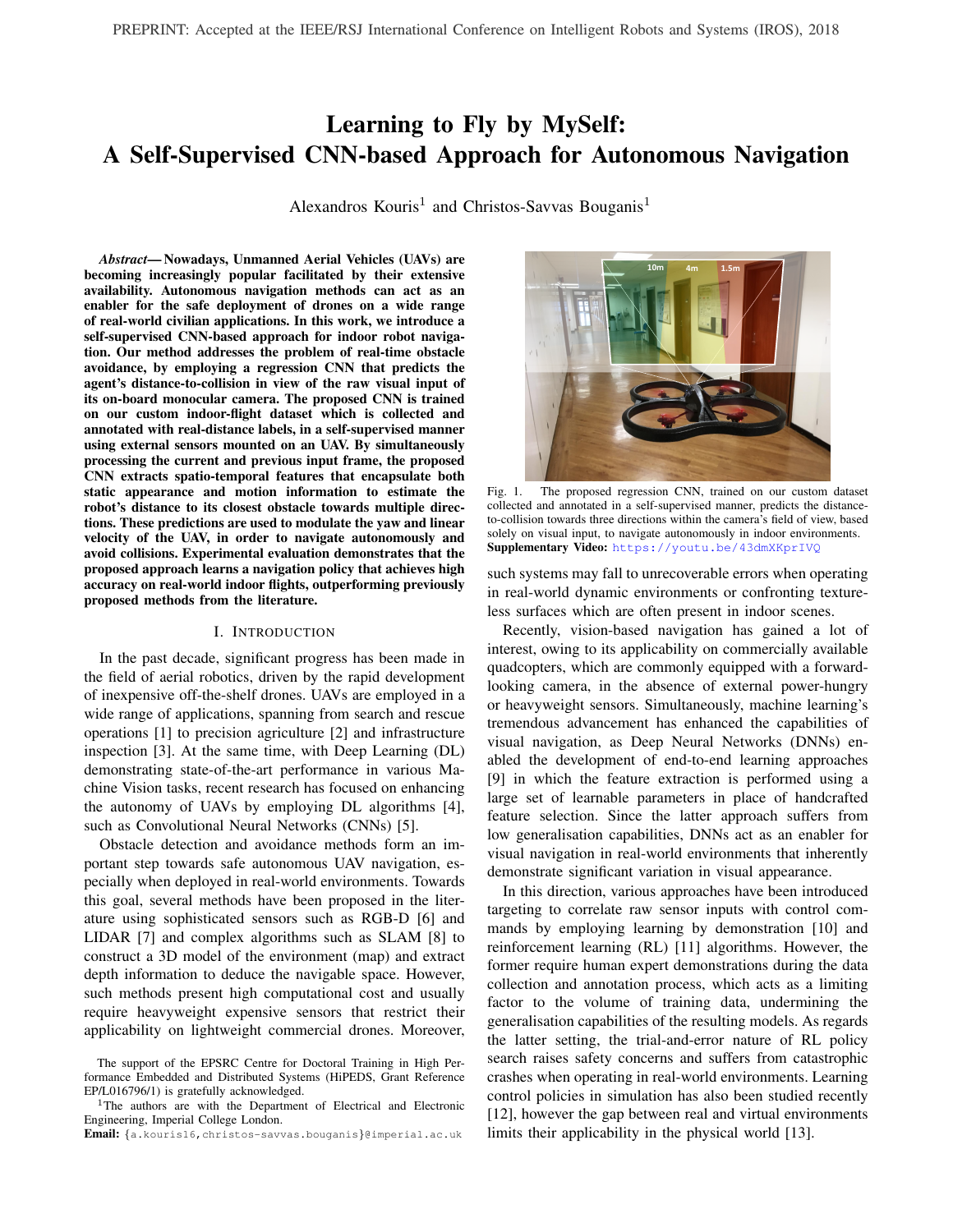# Learning to Fly by MySelf: A Self-Supervised CNN-based Approach for Autonomous Navigation

Alexandros Kouris[1] and Christos-Savvas Bouganis[1]

***Abstract*— Nowadays, Unmanned Aerial Vehicles (UAVs) are becoming increasingly popular facilitated by their extensive availability. Autonomous navigation methods can act as an enabler for the safe deployment of drones on a wide range of real-world civilian applications. In this work, we introduce a self-supervised CNN-based approach for indoor robot navigation. Our method addresses the problem of real-time obstacle avoidance, by employing a regression CNN that predicts the agent's distance-to-collision in view of the raw visual input of its on-board monocular camera. The proposed CNN is trained on our custom indoor-flight dataset which is collected and annotated with real-distance labels, in a self-supervised manner using external sensors mounted on an UAV. By simultaneously processing the current and previous input frame, the proposed CNN extracts spatio-temporal features that encapsulate both static appearance and motion information to estimate the robot's distance to its closest obstacle towards multiple directions. These predictions are used to modulate the yaw and linear velocity of the UAV, in order to navigate autonomously and avoid collisions. Experimental evaluation demonstrates that the proposed approach learns a navigation policy that achieves high accuracy on real-world indoor flights, outperforming previously proposed methods from the literature.**

## I. Introduction

In the past decade, significant progress has been made in the field of aerial robotics, driven by the rapid development of inexpensive off-the-shelf drones. UAVs are employed in a wide range of applications, spanning from search and rescue operations [1] to precision agriculture [2] and infrastructure inspection [3]. At the same time, with Deep Learning (DL) demonstrating state-of-the-art performance in various Machine Vision tasks, recent research has focused on enhancing the autonomy of UAVs by employing DL algorithms [4], such as Convolutional Neural Networks (CNNs) [5].

Obstacle detection and avoidance methods form an important step towards safe autonomous UAV navigation, especially when deployed in real-world environments. Towards this goal, several methods have been proposed in the literature using sophisticated sensors such as RGB-D [6] and LIDAR [7] and complex algorithms such as SLAM [8] to construct a 3D model of the environment (map) and extract depth information to deduce the navigable space. However, such methods present high computational cost and usually require heavyweight expensive sensors that restrict their applicability on lightweight commercial drones. Moreover, such systems may fall to unrecoverable errors when operating in real-world dynamic environments or confronting textureless surfaces which are often present in indoor scenes.

Fig. 1. The proposed regression CNN, trained on our custom dataset collected and annotated in a self-supervised manner, predicts the distance-to-collision towards three directions within the camera's field of view, based solely on visual input, to navigate autonomously in indoor environments. **Supplementary Video:** https://youtu.be/43dmXKprIVQ

Recently, vision-based navigation has gained a lot of interest, owing to its applicability on commercially available quadcopters, which are commonly equipped with a forward-looking camera, in the absence of external power-hungry or heavyweight sensors. Simultaneously, machine learning's tremendous advancement has enhanced the capabilities of visual navigation, as Deep Neural Networks (DNNs) enabled the development of end-to-end learning approaches [9] in which the feature extraction is performed using a large set of learnable parameters in place of handcrafted feature selection. Since the latter approach suffers from low generalisation capabilities, DNNs act as an enabler for visual navigation in real-world environments that inherently demonstrate significant variation in visual appearance.

In this direction, various approaches have been introduced targeting to correlate raw sensor inputs with control commands by employing learning by demonstration [10] and reinforcement learning (RL) [11] algorithms. However, the former require human expert demonstrations during the data collection and annotation process, which acts as a limiting factor to the volume of training data, undermining the generalisation capabilities of the resulting models. As regards the latter setting, the trial-and-error nature of RL policy search raises safety concerns and suffers from catastrophic crashes when operating in real-world environments. Learning control policies in simulation has also been studied recently [12], however the gap between real and virtual environments limits their applicability in the physical world [13].

The support of the EPSRC Centre for Doctoral Training in High Performance Embedded and Distributed Systems (HiPEDS, Grant Reference EP/L016796/1) is gratefully acknowledged.

[1]The authors are with the Department of Electrical and Electronic Engineering, Imperial College London.

**Email:** {a.kouris16,christos-savvas.bouganis}@imperial.ac.uk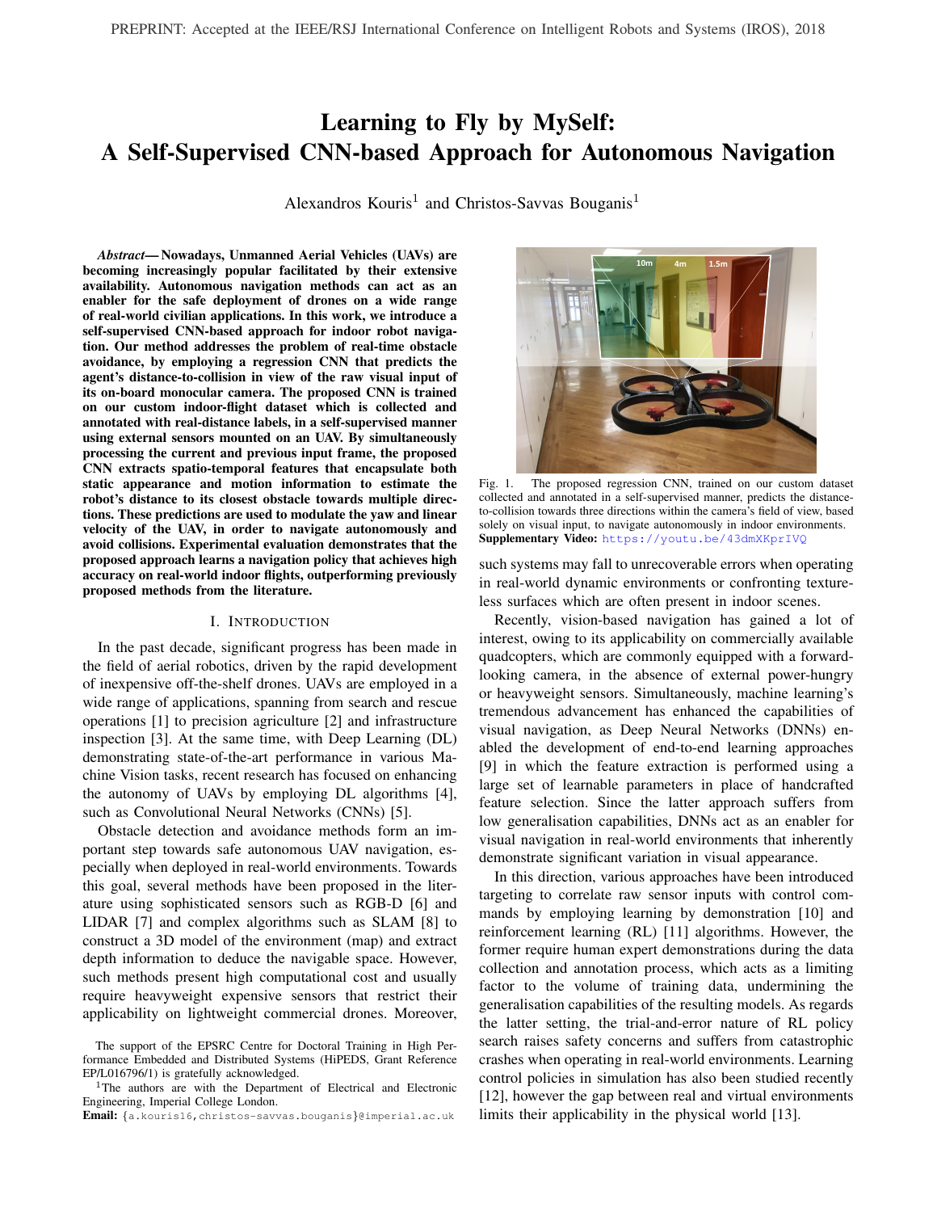# Learning to Fly by MySelf: A Self-Supervised CNN-based Approach for Autonomous Navigation

Alexandros Kouris[1] and Christos-Savvas Bouganis[1]

***Abstract*— Nowadays, Unmanned Aerial Vehicles (UAVs) are becoming increasingly popular facilitated by their extensive availability. Autonomous navigation methods can act as an enabler for the safe deployment of drones on a wide range of real-world civilian applications. In this work, we introduce a self-supervised CNN-based approach for indoor robot navigation. Our method addresses the problem of real-time obstacle avoidance, by employing a regression CNN that predicts the agent's distance-to-collision in view of the raw visual input of its on-board monocular camera. The proposed CNN is trained on our custom indoor-flight dataset which is collected and annotated with real-distance labels, in a self-supervised manner using external sensors mounted on an UAV. By simultaneously processing the current and previous input frame, the proposed CNN extracts spatio-temporal features that encapsulate both static appearance and motion information to estimate the robot's distance to its closest obstacle towards multiple directions. These predictions are used to modulate the yaw and linear velocity of the UAV, in order to navigate autonomously and avoid collisions. Experimental evaluation demonstrates that the proposed approach learns a navigation policy that achieves high accuracy on real-world indoor flights, outperforming previously proposed methods from the literature.**

## I. Introduction

In the past decade, significant progress has been made in the field of aerial robotics, driven by the rapid development of inexpensive off-the-shelf drones. UAVs are employed in a wide range of applications, spanning from search and rescue operations [1] to precision agriculture [2] and infrastructure inspection [3]. At the same time, with Deep Learning (DL) demonstrating state-of-the-art performance in various Machine Vision tasks, recent research has focused on enhancing the autonomy of UAVs by employing DL algorithms [4], such as Convolutional Neural Networks (CNNs) [5].

Obstacle detection and avoidance methods form an important step towards safe autonomous UAV navigation, especially when deployed in real-world environments. Towards this goal, several methods have been proposed in the literature using sophisticated sensors such as RGB-D [6] and LIDAR [7] and complex algorithms such as SLAM [8] to construct a 3D model of the environment (map) and extract depth information to deduce the navigable space. However, such methods present high computational cost and usually require heavyweight expensive sensors that restrict their applicability on lightweight commercial drones. Moreover, such systems may fall to unrecoverable errors when operating in real-world dynamic environments or confronting textureless surfaces which are often present in indoor scenes.

Fig. 1. The proposed regression CNN, trained on our custom dataset collected and annotated in a self-supervised manner, predicts the distance-to-collision towards three directions within the camera's field of view, based solely on visual input, to navigate autonomously in indoor environments. **Supplementary Video:** https://youtu.be/43dmXKprIVQ

Recently, vision-based navigation has gained a lot of interest, owing to its applicability on commercially available quadcopters, which are commonly equipped with a forward-looking camera, in the absence of external power-hungry or heavyweight sensors. Simultaneously, machine learning's tremendous advancement has enhanced the capabilities of visual navigation, as Deep Neural Networks (DNNs) enabled the development of end-to-end learning approaches [9] in which the feature extraction is performed using a large set of learnable parameters in place of handcrafted feature selection. Since the latter approach suffers from low generalisation capabilities, DNNs act as an enabler for visual navigation in real-world environments that inherently demonstrate significant variation in visual appearance.

In this direction, various approaches have been introduced targeting to correlate raw sensor inputs with control commands by employing learning by demonstration [10] and reinforcement learning (RL) [11] algorithms. However, the former require human expert demonstrations during the data collection and annotation process, which acts as a limiting factor to the volume of training data, undermining the generalisation capabilities of the resulting models. As regards the latter setting, the trial-and-error nature of RL policy search raises safety concerns and suffers from catastrophic crashes when operating in real-world environments. Learning control policies in simulation has also been studied recently [12], however the gap between real and virtual environments limits their applicability in the physical world [13].

The support of the EPSRC Centre for Doctoral Training in High Performance Embedded and Distributed Systems (HiPEDS, Grant Reference EP/L016796/1) is gratefully acknowledged.

[1]The authors are with the Department of Electrical and Electronic Engineering, Imperial College London.

**Email:** {a.kouris16,christos-savvas.bouganis}@imperial.ac.uk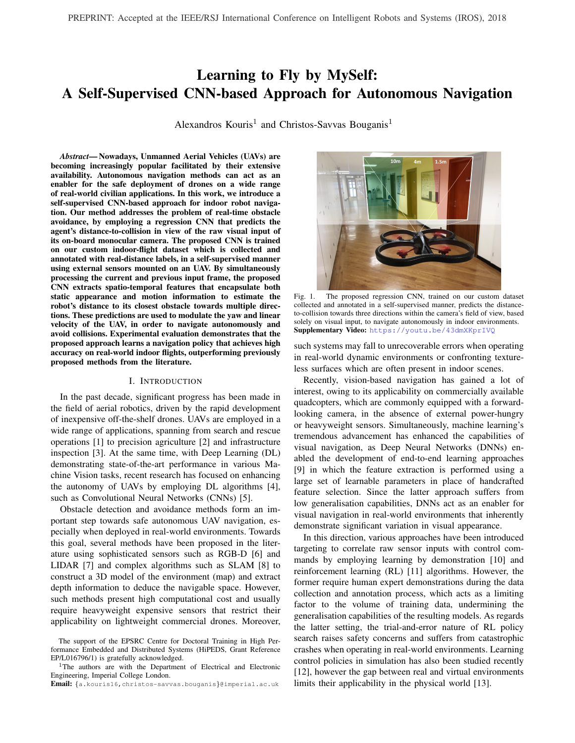# Learning to Fly by MySelf: A Self-Supervised CNN-based Approach for Autonomous Navigation

Alexandros Kouris[1] and Christos-Savvas Bouganis[1]

***Abstract*— Nowadays, Unmanned Aerial Vehicles (UAVs) are becoming increasingly popular facilitated by their extensive availability. Autonomous navigation methods can act as an enabler for the safe deployment of drones on a wide range of real-world civilian applications. In this work, we introduce a self-supervised CNN-based approach for indoor robot navigation. Our method addresses the problem of real-time obstacle avoidance, by employing a regression CNN that predicts the agent's distance-to-collision in view of the raw visual input of its on-board monocular camera. The proposed CNN is trained on our custom indoor-flight dataset which is collected and annotated with real-distance labels, in a self-supervised manner using external sensors mounted on an UAV. By simultaneously processing the current and previous input frame, the proposed CNN extracts spatio-temporal features that encapsulate both static appearance and motion information to estimate the robot's distance to its closest obstacle towards multiple directions. These predictions are used to modulate the yaw and linear velocity of the UAV, in order to navigate autonomously and avoid collisions. Experimental evaluation demonstrates that the proposed approach learns a navigation policy that achieves high accuracy on real-world indoor flights, outperforming previously proposed methods from the literature.**

## I. Introduction

In the past decade, significant progress has been made in the field of aerial robotics, driven by the rapid development of inexpensive off-the-shelf drones. UAVs are employed in a wide range of applications, spanning from search and rescue operations [1] to precision agriculture [2] and infrastructure inspection [3]. At the same time, with Deep Learning (DL) demonstrating state-of-the-art performance in various Machine Vision tasks, recent research has focused on enhancing the autonomy of UAVs by employing DL algorithms [4], such as Convolutional Neural Networks (CNNs) [5].

Obstacle detection and avoidance methods form an important step towards safe autonomous UAV navigation, especially when deployed in real-world environments. Towards this goal, several methods have been proposed in the literature using sophisticated sensors such as RGB-D [6] and LIDAR [7] and complex algorithms such as SLAM [8] to construct a 3D model of the environment (map) and extract depth information to deduce the navigable space. However, such methods present high computational cost and usually require heavyweight expensive sensors that restrict their applicability on lightweight commercial drones. Moreover, such systems may fall to unrecoverable errors when operating in real-world dynamic environments or confronting textureless surfaces which are often present in indoor scenes.

Fig. 1. The proposed regression CNN, trained on our custom dataset collected and annotated in a self-supervised manner, predicts the distance-to-collision towards three directions within the camera's field of view, based solely on visual input, to navigate autonomously in indoor environments. **Supplementary Video:** https://youtu.be/43dmXKprIVQ

Recently, vision-based navigation has gained a lot of interest, owing to its applicability on commercially available quadcopters, which are commonly equipped with a forward-looking camera, in the absence of external power-hungry or heavyweight sensors. Simultaneously, machine learning's tremendous advancement has enhanced the capabilities of visual navigation, as Deep Neural Networks (DNNs) enabled the development of end-to-end learning approaches [9] in which the feature extraction is performed using a large set of learnable parameters in place of handcrafted feature selection. Since the latter approach suffers from low generalisation capabilities, DNNs act as an enabler for visual navigation in real-world environments that inherently demonstrate significant variation in visual appearance.

In this direction, various approaches have been introduced targeting to correlate raw sensor inputs with control commands by employing learning by demonstration [10] and reinforcement learning (RL) [11] algorithms. However, the former require human expert demonstrations during the data collection and annotation process, which acts as a limiting factor to the volume of training data, undermining the generalisation capabilities of the resulting models. As regards the latter setting, the trial-and-error nature of RL policy search raises safety concerns and suffers from catastrophic crashes when operating in real-world environments. Learning control policies in simulation has also been studied recently [12], however the gap between real and virtual environments limits their applicability in the physical world [13].

The support of the EPSRC Centre for Doctoral Training in High Performance Embedded and Distributed Systems (HiPEDS, Grant Reference EP/L016796/1) is gratefully acknowledged.

[1]The authors are with the Department of Electrical and Electronic Engineering, Imperial College London.

**Email:** {a.kouris16,christos-savvas.bouganis}@imperial.ac.uk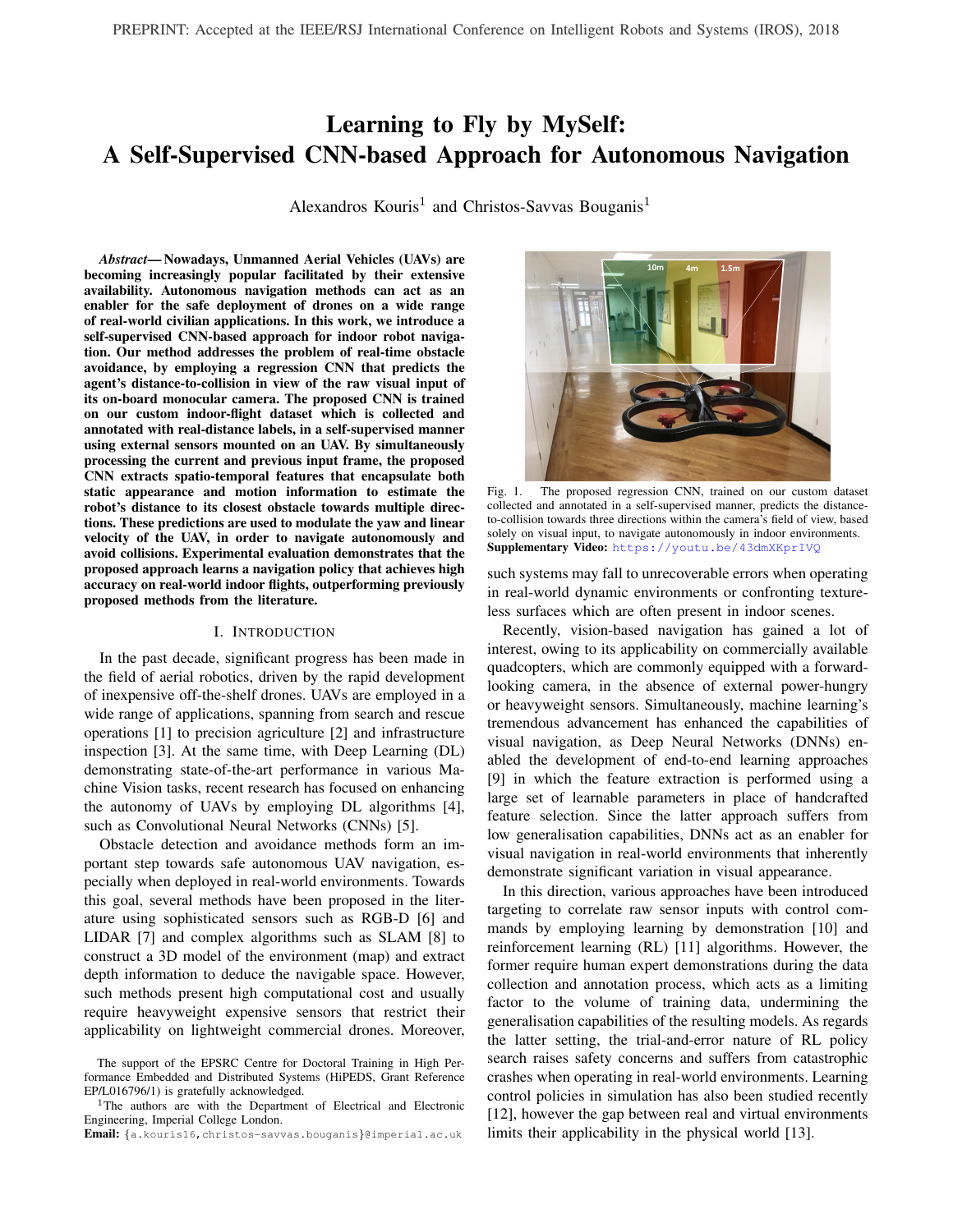# Learning to Fly by MySelf: A Self-Supervised CNN-based Approach for Autonomous Navigation

Alexandros Kouris[1] and Christos-Savvas Bouganis[1]

***Abstract*— Nowadays, Unmanned Aerial Vehicles (UAVs) are becoming increasingly popular facilitated by their extensive availability. Autonomous navigation methods can act as an enabler for the safe deployment of drones on a wide range of real-world civilian applications. In this work, we introduce a self-supervised CNN-based approach for indoor robot navigation. Our method addresses the problem of real-time obstacle avoidance, by employing a regression CNN that predicts the agent's distance-to-collision in view of the raw visual input of its on-board monocular camera. The proposed CNN is trained on our custom indoor-flight dataset which is collected and annotated with real-distance labels, in a self-supervised manner using external sensors mounted on an UAV. By simultaneously processing the current and previous input frame, the proposed CNN extracts spatio-temporal features that encapsulate both static appearance and motion information to estimate the robot's distance to its closest obstacle towards multiple directions. These predictions are used to modulate the yaw and linear velocity of the UAV, in order to navigate autonomously and avoid collisions. Experimental evaluation demonstrates that the proposed approach learns a navigation policy that achieves high accuracy on real-world indoor flights, outperforming previously proposed methods from the literature.**

## I. Introduction

In the past decade, significant progress has been made in the field of aerial robotics, driven by the rapid development of inexpensive off-the-shelf drones. UAVs are employed in a wide range of applications, spanning from search and rescue operations [1] to precision agriculture [2] and infrastructure inspection [3]. At the same time, with Deep Learning (DL) demonstrating state-of-the-art performance in various Machine Vision tasks, recent research has focused on enhancing the autonomy of UAVs by employing DL algorithms [4], such as Convolutional Neural Networks (CNNs) [5].

Obstacle detection and avoidance methods form an important step towards safe autonomous UAV navigation, especially when deployed in real-world environments. Towards this goal, several methods have been proposed in the literature using sophisticated sensors such as RGB-D [6] and LIDAR [7] and complex algorithms such as SLAM [8] to construct a 3D model of the environment (map) and extract depth information to deduce the navigable space. However, such methods present high computational cost and usually require heavyweight expensive sensors that restrict their applicability on lightweight commercial drones. Moreover, such systems may fall to unrecoverable errors when operating in real-world dynamic environments or confronting textureless surfaces which are often present in indoor scenes.

10m

4m

1.5m

Fig. 1. The proposed regression CNN, trained on our custom dataset collected and annotated in a self-supervised manner, predicts the distance-to-collision towards three directions within the camera's field of view, based solely on visual input, to navigate autonomously in indoor environments. **Supplementary Video:** https://youtu.be/43dmXKprIVQ

Recently, vision-based navigation has gained a lot of interest, owing to its applicability on commercially available quadcopters, which are commonly equipped with a forward-looking camera, in the absence of external power-hungry or heavyweight sensors. Simultaneously, machine learning's tremendous advancement has enhanced the capabilities of visual navigation, as Deep Neural Networks (DNNs) enabled the development of end-to-end learning approaches [9] in which the feature extraction is performed using a large set of learnable parameters in place of handcrafted feature selection. Since the latter approach suffers from low generalisation capabilities, DNNs act as an enabler for visual navigation in real-world environments that inherently demonstrate significant variation in visual appearance.

In this direction, various approaches have been introduced targeting to correlate raw sensor inputs with control commands by employing learning by demonstration [10] and reinforcement learning (RL) [11] algorithms. However, the former require human expert demonstrations during the data collection and annotation process, which acts as a limiting factor to the volume of training data, undermining the generalisation capabilities of the resulting models. As regards the latter setting, the trial-and-error nature of RL policy search raises safety concerns and suffers from catastrophic crashes when operating in real-world environments. Learning control policies in simulation has also been studied recently [12], however the gap between real and virtual environments limits their applicability in the physical world [13].

The support of the EPSRC Centre for Doctoral Training in High Performance Embedded and Distributed Systems (HiPEDS, Grant Reference EP/L016796/1) is gratefully acknowledged.

[1]The authors are with the Department of Electrical and Electronic Engineering, Imperial College London.

**Email:** {a.kouris16,christos-savvas.bouganis}@imperial.ac.uk